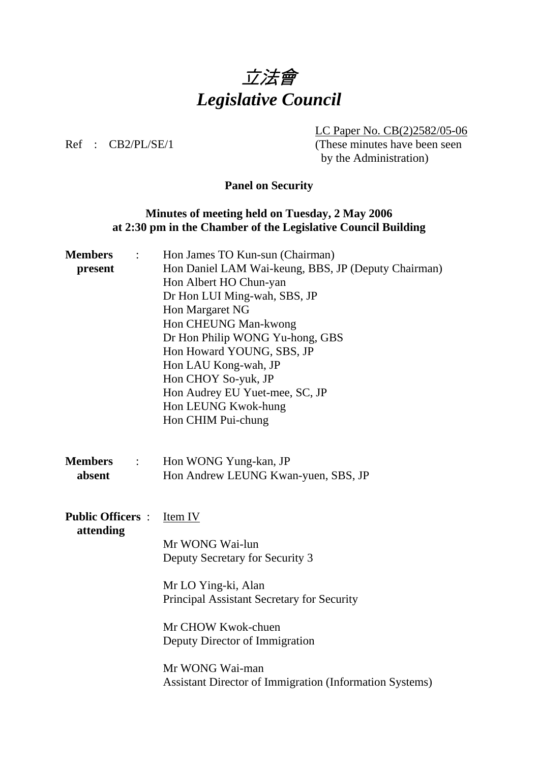# *立法會*
# *Legislative Council*

LC Paper No. CB(2)2582/05-06
(These minutes have been seen by the Administration)

Ref : CB2/PL/SE/1

**Panel on Security**

**Minutes of meeting held on Tuesday, 2 May 2006 at 2:30 pm in the Chamber of the Legislative Council Building**

**Members present** :
Hon James TO Kun-sun (Chairman)
Hon Daniel LAM Wai-keung, BBS, JP (Deputy Chairman)
Hon Albert HO Chun-yan
Dr Hon LUI Ming-wah, SBS, JP
Hon Margaret NG
Hon CHEUNG Man-kwong
Dr Hon Philip WONG Yu-hong, GBS
Hon Howard YOUNG, SBS, JP
Hon LAU Kong-wah, JP
Hon CHOY So-yuk, JP
Hon Audrey EU Yuet-mee, SC, JP
Hon LEUNG Kwok-hung
Hon CHIM Pui-chung

**Members absent** :
Hon WONG Yung-kan, JP
Hon Andrew LEUNG Kwan-yuen, SBS, JP

**Public Officers attending** :
Item IV

Mr WONG Wai-lun
Deputy Secretary for Security 3

Mr LO Ying-ki, Alan
Principal Assistant Secretary for Security

Mr CHOW Kwok-chuen
Deputy Director of Immigration

Mr WONG Wai-man
Assistant Director of Immigration (Information Systems)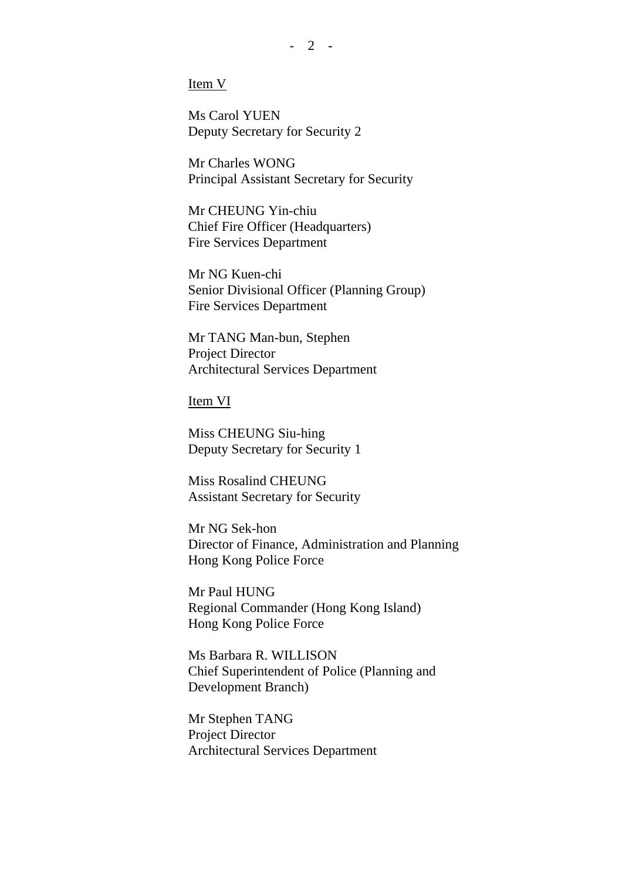Item V

Ms Carol YUEN
Deputy Secretary for Security 2

Mr Charles WONG
Principal Assistant Secretary for Security

Mr CHEUNG Yin-chiu
Chief Fire Officer (Headquarters)
Fire Services Department

Mr NG Kuen-chi
Senior Divisional Officer (Planning Group)
Fire Services Department

Mr TANG Man-bun, Stephen
Project Director
Architectural Services Department

Item VI

Miss CHEUNG Siu-hing
Deputy Secretary for Security 1

Miss Rosalind CHEUNG
Assistant Secretary for Security

Mr NG Sek-hon
Director of Finance, Administration and Planning
Hong Kong Police Force

Mr Paul HUNG
Regional Commander (Hong Kong Island)
Hong Kong Police Force

Ms Barbara R. WILLISON
Chief Superintendent of Police (Planning and Development Branch)

Mr Stephen TANG
Project Director
Architectural Services Department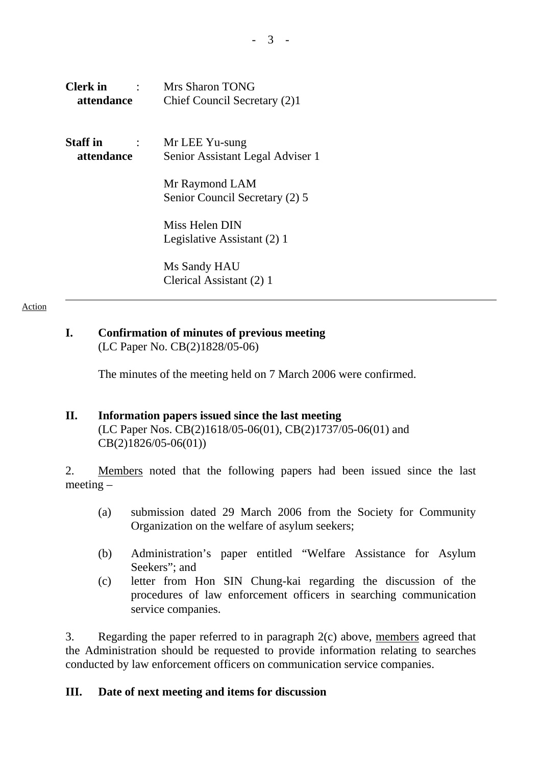**Clerk in attendance** : Mrs Sharon TONG
Chief Council Secretary (2)1

**Staff in attendance** : Mr LEE Yu-sung
Senior Assistant Legal Adviser 1

Mr Raymond LAM
Senior Council Secretary (2) 5

Miss Helen DIN
Legislative Assistant (2) 1

Ms Sandy HAU
Clerical Assistant (2) 1

---

Action

## I. Confirmation of minutes of previous meeting

(LC Paper No. CB(2)1828/05-06)

The minutes of the meeting held on 7 March 2006 were confirmed.

## II. Information papers issued since the last meeting

(LC Paper Nos. CB(2)1618/05-06(01), CB(2)1737/05-06(01) and CB(2)1826/05-06(01))

2. Members noted that the following papers had been issued since the last meeting –

(a) submission dated 29 March 2006 from the Society for Community Organization on the welfare of asylum seekers;

(b) Administration's paper entitled "Welfare Assistance for Asylum Seekers"; and

(c) letter from Hon SIN Chung-kai regarding the discussion of the procedures of law enforcement officers in searching communication service companies.

3. Regarding the paper referred to in paragraph 2(c) above, members agreed that the Administration should be requested to provide information relating to searches conducted by law enforcement officers on communication service companies.

## III. Date of next meeting and items for discussion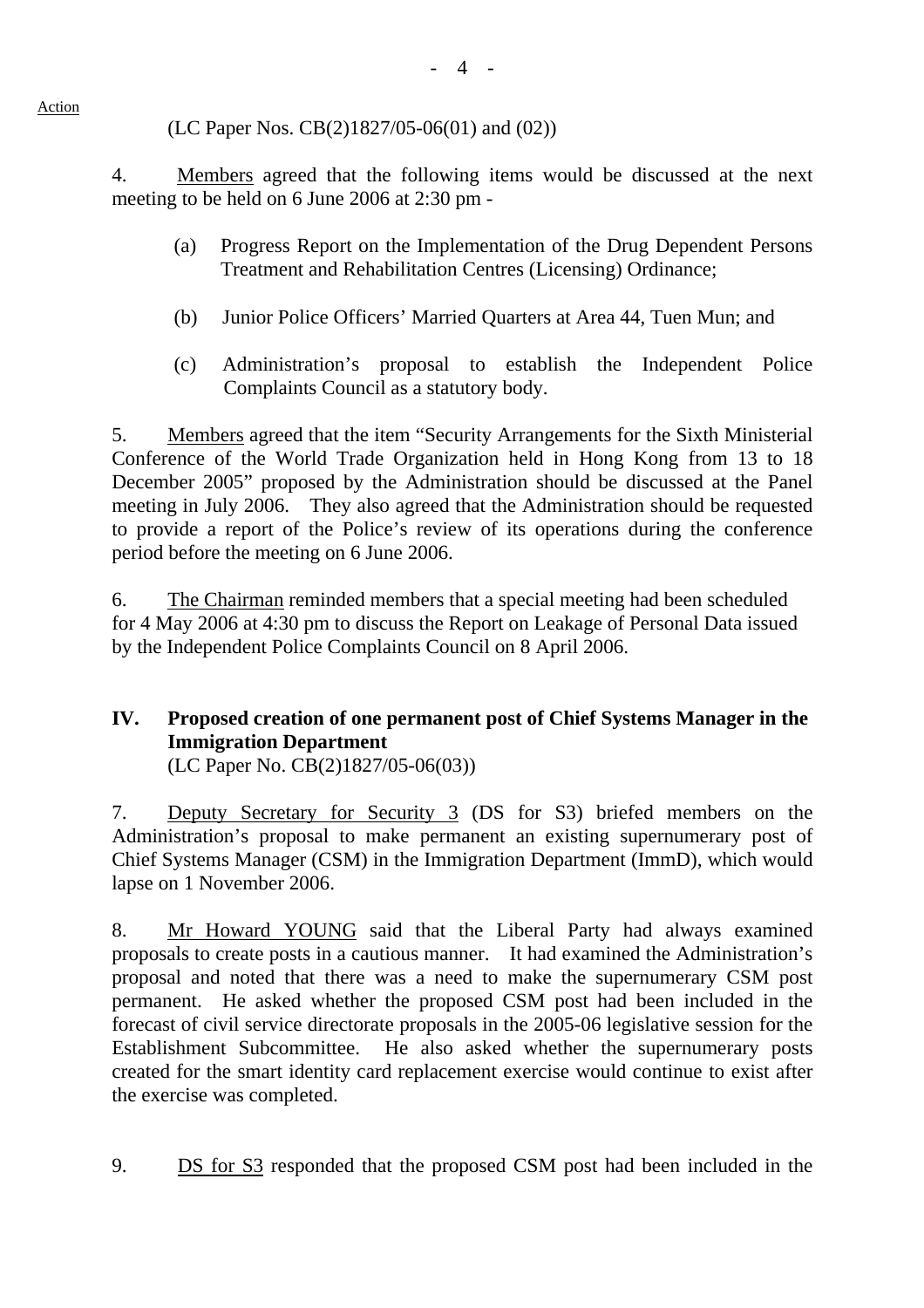Action

(LC Paper Nos. CB(2)1827/05-06(01) and (02))

4. Members agreed that the following items would be discussed at the next meeting to be held on 6 June 2006 at 2:30 pm -

(a) Progress Report on the Implementation of the Drug Dependent Persons Treatment and Rehabilitation Centres (Licensing) Ordinance;

(b) Junior Police Officers' Married Quarters at Area 44, Tuen Mun; and

(c) Administration's proposal to establish the Independent Police Complaints Council as a statutory body.

5. Members agreed that the item "Security Arrangements for the Sixth Ministerial Conference of the World Trade Organization held in Hong Kong from 13 to 18 December 2005" proposed by the Administration should be discussed at the Panel meeting in July 2006. They also agreed that the Administration should be requested to provide a report of the Police's review of its operations during the conference period before the meeting on 6 June 2006.

6. The Chairman reminded members that a special meeting had been scheduled for 4 May 2006 at 4:30 pm to discuss the Report on Leakage of Personal Data issued by the Independent Police Complaints Council on 8 April 2006.

## IV. Proposed creation of one permanent post of Chief Systems Manager in the Immigration Department

(LC Paper No. CB(2)1827/05-06(03))

7. Deputy Secretary for Security 3 (DS for S3) briefed members on the Administration's proposal to make permanent an existing supernumerary post of Chief Systems Manager (CSM) in the Immigration Department (ImmD), which would lapse on 1 November 2006.

8. Mr Howard YOUNG said that the Liberal Party had always examined proposals to create posts in a cautious manner. It had examined the Administration's proposal and noted that there was a need to make the supernumerary CSM post permanent. He asked whether the proposed CSM post had been included in the forecast of civil service directorate proposals in the 2005-06 legislative session for the Establishment Subcommittee. He also asked whether the supernumerary posts created for the smart identity card replacement exercise would continue to exist after the exercise was completed.

9. DS for S3 responded that the proposed CSM post had been included in the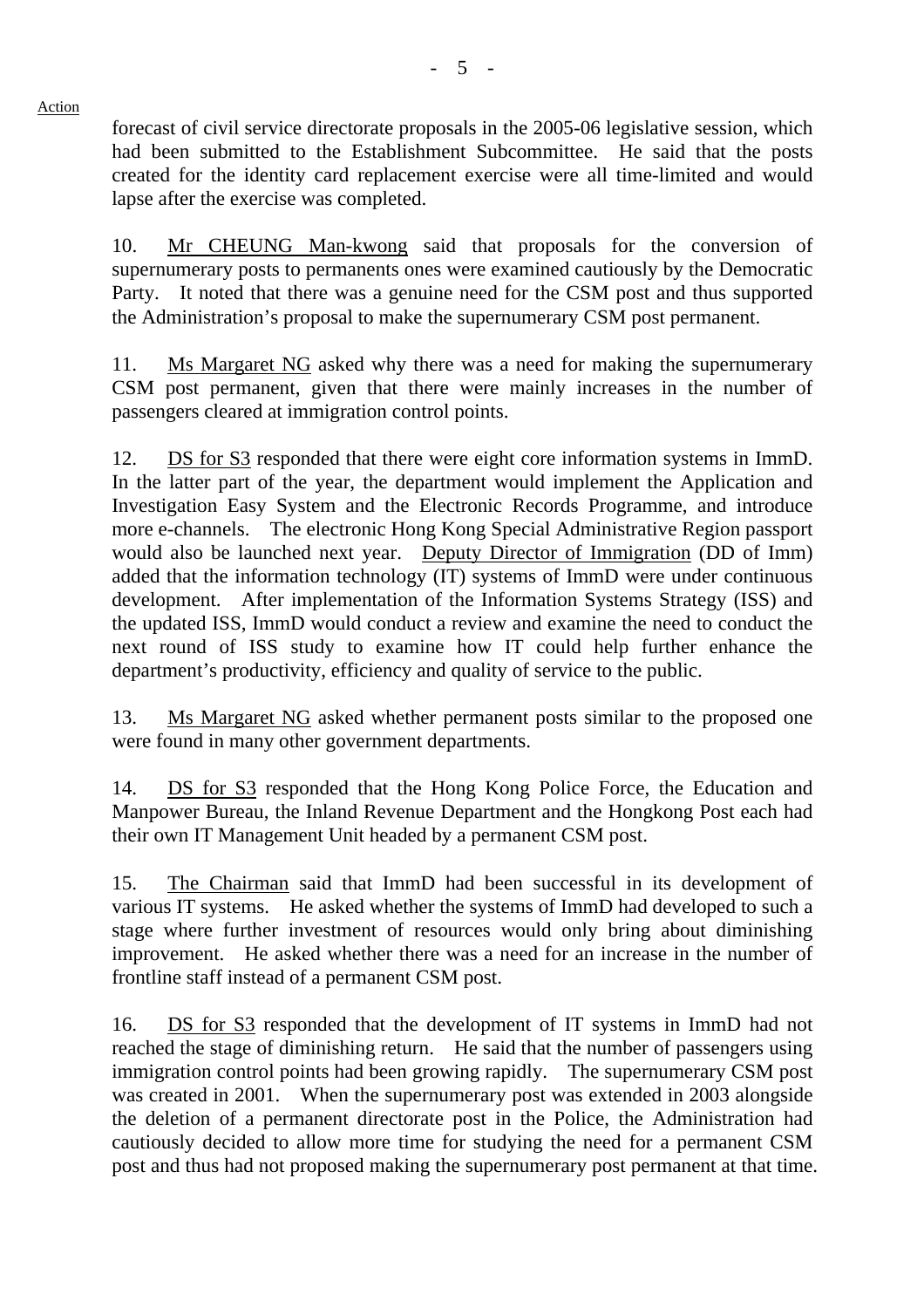Action

forecast of civil service directorate proposals in the 2005-06 legislative session, which had been submitted to the Establishment Subcommittee. He said that the posts created for the identity card replacement exercise were all time-limited and would lapse after the exercise was completed.

10. Mr CHEUNG Man-kwong said that proposals for the conversion of supernumerary posts to permanents ones were examined cautiously by the Democratic Party. It noted that there was a genuine need for the CSM post and thus supported the Administration's proposal to make the supernumerary CSM post permanent.

11. Ms Margaret NG asked why there was a need for making the supernumerary CSM post permanent, given that there were mainly increases in the number of passengers cleared at immigration control points.

12. DS for S3 responded that there were eight core information systems in ImmD. In the latter part of the year, the department would implement the Application and Investigation Easy System and the Electronic Records Programme, and introduce more e-channels. The electronic Hong Kong Special Administrative Region passport would also be launched next year. Deputy Director of Immigration (DD of Imm) added that the information technology (IT) systems of ImmD were under continuous development. After implementation of the Information Systems Strategy (ISS) and the updated ISS, ImmD would conduct a review and examine the need to conduct the next round of ISS study to examine how IT could help further enhance the department's productivity, efficiency and quality of service to the public.

13. Ms Margaret NG asked whether permanent posts similar to the proposed one were found in many other government departments.

14. DS for S3 responded that the Hong Kong Police Force, the Education and Manpower Bureau, the Inland Revenue Department and the Hongkong Post each had their own IT Management Unit headed by a permanent CSM post.

15. The Chairman said that ImmD had been successful in its development of various IT systems. He asked whether the systems of ImmD had developed to such a stage where further investment of resources would only bring about diminishing improvement. He asked whether there was a need for an increase in the number of frontline staff instead of a permanent CSM post.

16. DS for S3 responded that the development of IT systems in ImmD had not reached the stage of diminishing return. He said that the number of passengers using immigration control points had been growing rapidly. The supernumerary CSM post was created in 2001. When the supernumerary post was extended in 2003 alongside the deletion of a permanent directorate post in the Police, the Administration had cautiously decided to allow more time for studying the need for a permanent CSM post and thus had not proposed making the supernumerary post permanent at that time.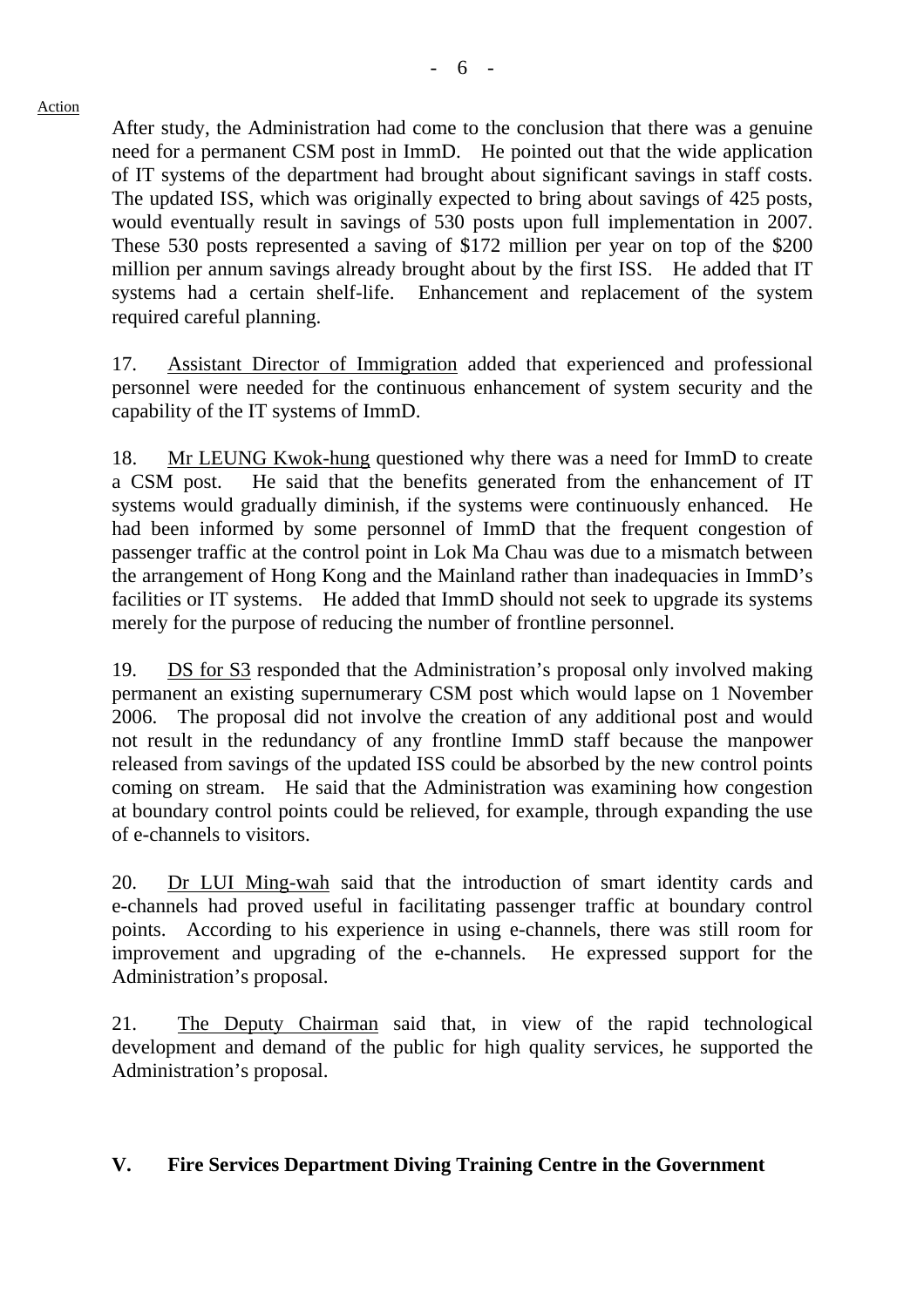Action

After study, the Administration had come to the conclusion that there was a genuine need for a permanent CSM post in ImmD. He pointed out that the wide application of IT systems of the department had brought about significant savings in staff costs. The updated ISS, which was originally expected to bring about savings of 425 posts, would eventually result in savings of 530 posts upon full implementation in 2007. These 530 posts represented a saving of $172 million per year on top of the $200 million per annum savings already brought about by the first ISS. He added that IT systems had a certain shelf-life. Enhancement and replacement of the system required careful planning.

17. Assistant Director of Immigration added that experienced and professional personnel were needed for the continuous enhancement of system security and the capability of the IT systems of ImmD.

18. Mr LEUNG Kwok-hung questioned why there was a need for ImmD to create a CSM post. He said that the benefits generated from the enhancement of IT systems would gradually diminish, if the systems were continuously enhanced. He had been informed by some personnel of ImmD that the frequent congestion of passenger traffic at the control point in Lok Ma Chau was due to a mismatch between the arrangement of Hong Kong and the Mainland rather than inadequacies in ImmD's facilities or IT systems. He added that ImmD should not seek to upgrade its systems merely for the purpose of reducing the number of frontline personnel.

19. DS for S3 responded that the Administration's proposal only involved making permanent an existing supernumerary CSM post which would lapse on 1 November 2006. The proposal did not involve the creation of any additional post and would not result in the redundancy of any frontline ImmD staff because the manpower released from savings of the updated ISS could be absorbed by the new control points coming on stream. He said that the Administration was examining how congestion at boundary control points could be relieved, for example, through expanding the use of e-channels to visitors.

20. Dr LUI Ming-wah said that the introduction of smart identity cards and e-channels had proved useful in facilitating passenger traffic at boundary control points. According to his experience in using e-channels, there was still room for improvement and upgrading of the e-channels. He expressed support for the Administration's proposal.

21. The Deputy Chairman said that, in view of the rapid technological development and demand of the public for high quality services, he supported the Administration's proposal.

## V. Fire Services Department Diving Training Centre in the Government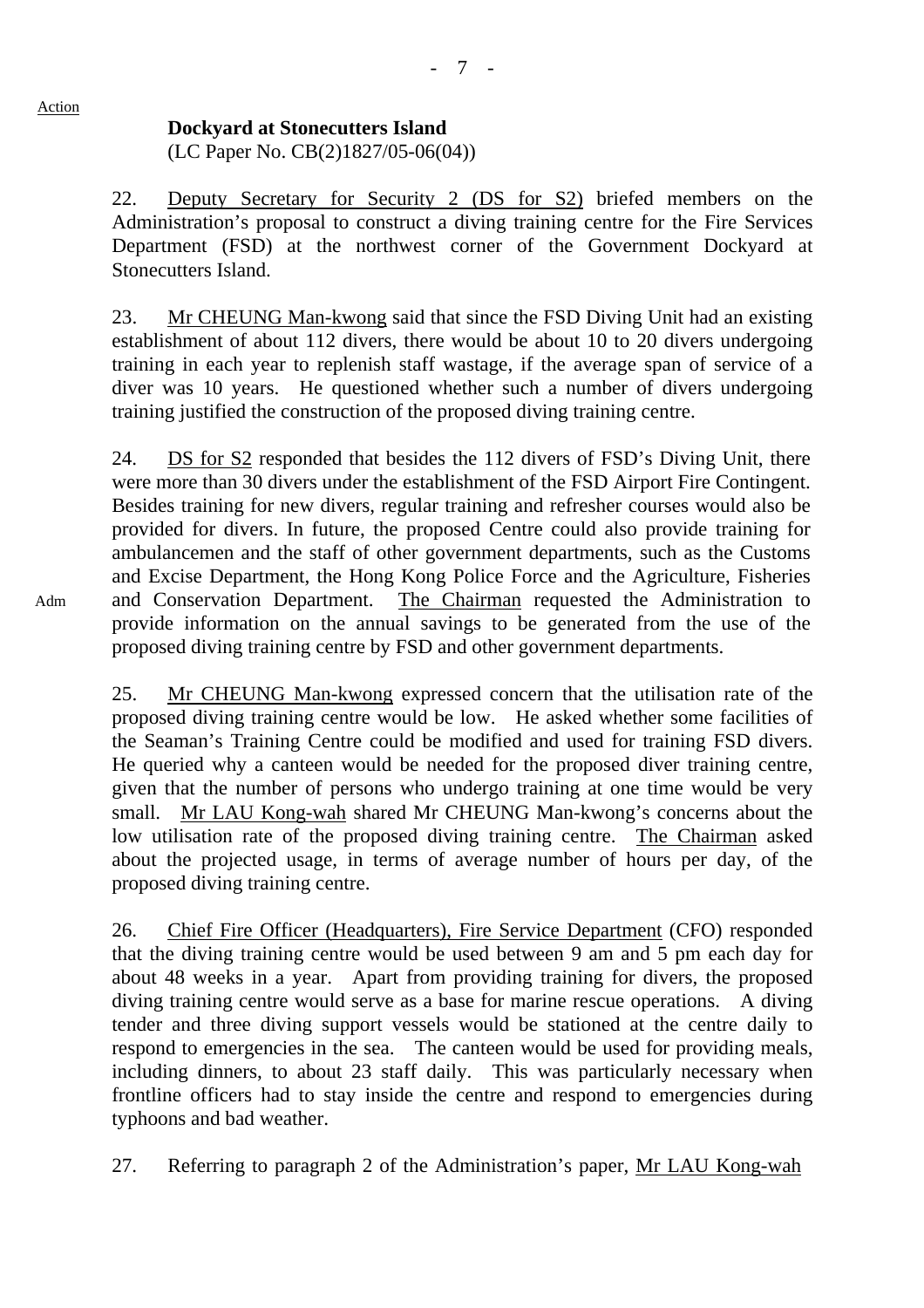Action

**Dockyard at Stonecutters Island**
(LC Paper No. CB(2)1827/05-06(04))

22. Deputy Secretary for Security 2 (DS for S2) briefed members on the Administration's proposal to construct a diving training centre for the Fire Services Department (FSD) at the northwest corner of the Government Dockyard at Stonecutters Island.

23. Mr CHEUNG Man-kwong said that since the FSD Diving Unit had an existing establishment of about 112 divers, there would be about 10 to 20 divers undergoing training in each year to replenish staff wastage, if the average span of service of a diver was 10 years. He questioned whether such a number of divers undergoing training justified the construction of the proposed diving training centre.

24. DS for S2 responded that besides the 112 divers of FSD's Diving Unit, there were more than 30 divers under the establishment of the FSD Airport Fire Contingent. Besides training for new divers, regular training and refresher courses would also be provided for divers. In future, the proposed Centre could also provide training for ambulancemen and the staff of other government departments, such as the Customs and Excise Department, the Hong Kong Police Force and the Agriculture, Fisheries and Conservation Department. The Chairman requested the Administration to provide information on the annual savings to be generated from the use of the proposed diving training centre by FSD and other government departments.

Adm

25. Mr CHEUNG Man-kwong expressed concern that the utilisation rate of the proposed diving training centre would be low. He asked whether some facilities of the Seaman's Training Centre could be modified and used for training FSD divers. He queried why a canteen would be needed for the proposed diver training centre, given that the number of persons who undergo training at one time would be very small. Mr LAU Kong-wah shared Mr CHEUNG Man-kwong's concerns about the low utilisation rate of the proposed diving training centre. The Chairman asked about the projected usage, in terms of average number of hours per day, of the proposed diving training centre.

26. Chief Fire Officer (Headquarters), Fire Service Department (CFO) responded that the diving training centre would be used between 9 am and 5 pm each day for about 48 weeks in a year. Apart from providing training for divers, the proposed diving training centre would serve as a base for marine rescue operations. A diving tender and three diving support vessels would be stationed at the centre daily to respond to emergencies in the sea. The canteen would be used for providing meals, including dinners, to about 23 staff daily. This was particularly necessary when frontline officers had to stay inside the centre and respond to emergencies during typhoons and bad weather.

27. Referring to paragraph 2 of the Administration's paper, Mr LAU Kong-wah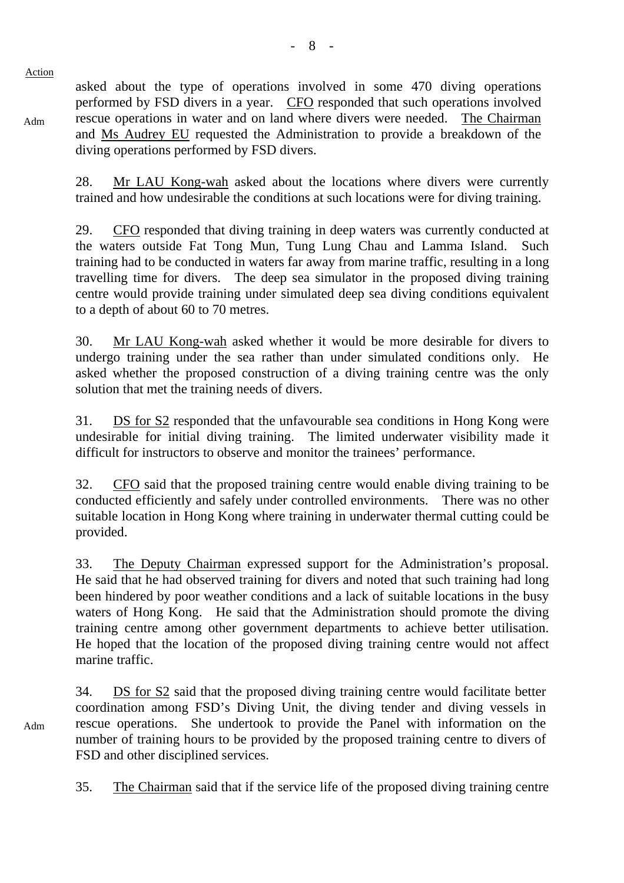Action

asked about the type of operations involved in some 470 diving operations performed by FSD divers in a year. CFO responded that such operations involved rescue operations in water and on land where divers were needed. The Chairman and Ms Audrey EU requested the Administration to provide a breakdown of the diving operations performed by FSD divers. — Adm

28. Mr LAU Kong-wah asked about the locations where divers were currently trained and how undesirable the conditions at such locations were for diving training.

29. CFO responded that diving training in deep waters was currently conducted at the waters outside Fat Tong Mun, Tung Lung Chau and Lamma Island. Such training had to be conducted in waters far away from marine traffic, resulting in a long travelling time for divers. The deep sea simulator in the proposed diving training centre would provide training under simulated deep sea diving conditions equivalent to a depth of about 60 to 70 metres.

30. Mr LAU Kong-wah asked whether it would be more desirable for divers to undergo training under the sea rather than under simulated conditions only. He asked whether the proposed construction of a diving training centre was the only solution that met the training needs of divers.

31. DS for S2 responded that the unfavourable sea conditions in Hong Kong were undesirable for initial diving training. The limited underwater visibility made it difficult for instructors to observe and monitor the trainees' performance.

32. CFO said that the proposed training centre would enable diving training to be conducted efficiently and safely under controlled environments. There was no other suitable location in Hong Kong where training in underwater thermal cutting could be provided.

33. The Deputy Chairman expressed support for the Administration's proposal. He said that he had observed training for divers and noted that such training had long been hindered by poor weather conditions and a lack of suitable locations in the busy waters of Hong Kong. He said that the Administration should promote the diving training centre among other government departments to achieve better utilisation. He hoped that the location of the proposed diving training centre would not affect marine traffic.

34. DS for S2 said that the proposed diving training centre would facilitate better coordination among FSD's Diving Unit, the diving tender and diving vessels in rescue operations. She undertook to provide the Panel with information on the number of training hours to be provided by the proposed training centre to divers of FSD and other disciplined services. — Adm

35. The Chairman said that if the service life of the proposed diving training centre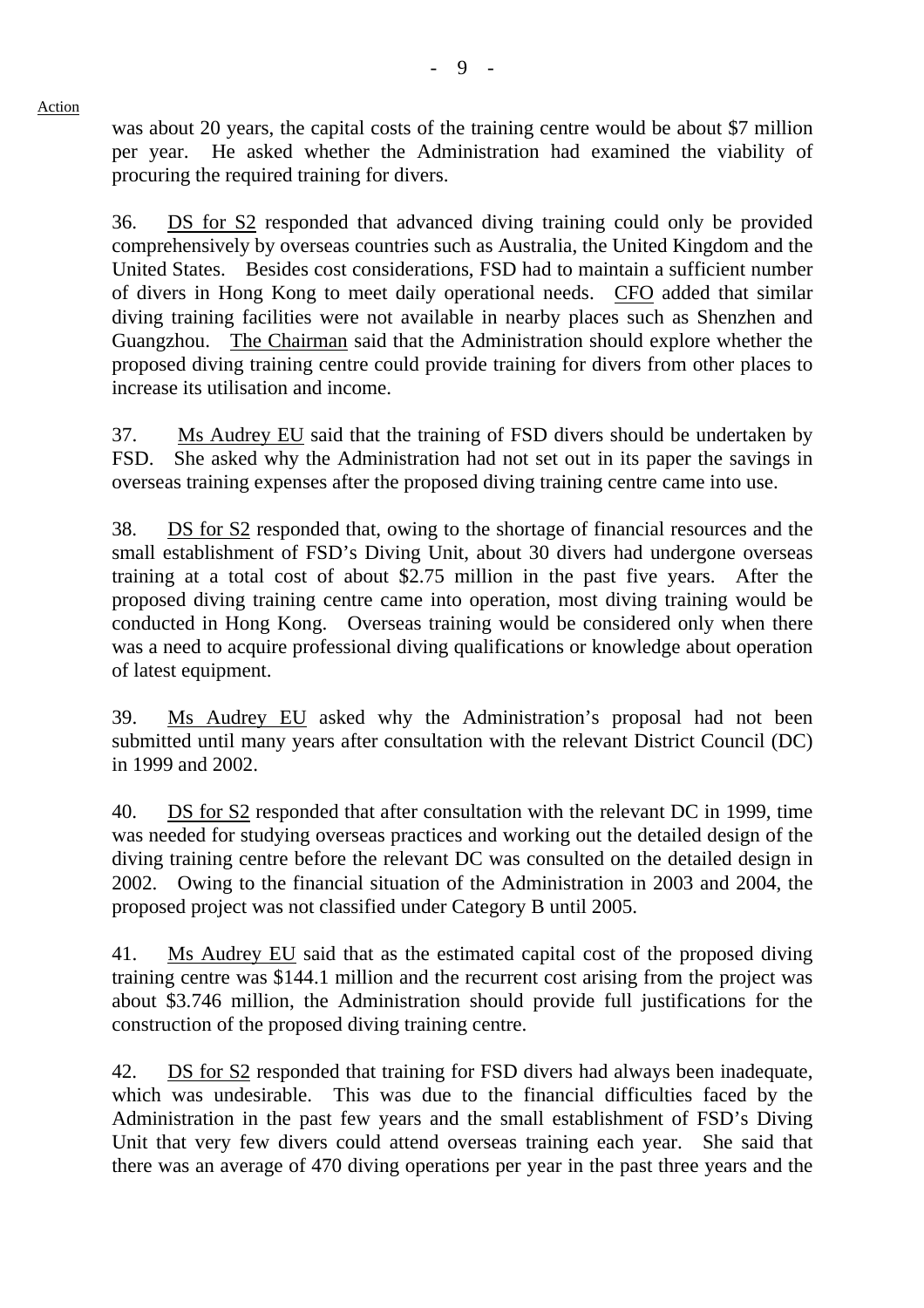Action

was about 20 years, the capital costs of the training centre would be about $7 million per year. He asked whether the Administration had examined the viability of procuring the required training for divers.

36. DS for S2 responded that advanced diving training could only be provided comprehensively by overseas countries such as Australia, the United Kingdom and the United States. Besides cost considerations, FSD had to maintain a sufficient number of divers in Hong Kong to meet daily operational needs. CFO added that similar diving training facilities were not available in nearby places such as Shenzhen and Guangzhou. The Chairman said that the Administration should explore whether the proposed diving training centre could provide training for divers from other places to increase its utilisation and income.

37. Ms Audrey EU said that the training of FSD divers should be undertaken by FSD. She asked why the Administration had not set out in its paper the savings in overseas training expenses after the proposed diving training centre came into use.

38. DS for S2 responded that, owing to the shortage of financial resources and the small establishment of FSD's Diving Unit, about 30 divers had undergone overseas training at a total cost of about $2.75 million in the past five years. After the proposed diving training centre came into operation, most diving training would be conducted in Hong Kong. Overseas training would be considered only when there was a need to acquire professional diving qualifications or knowledge about operation of latest equipment.

39. Ms Audrey EU asked why the Administration's proposal had not been submitted until many years after consultation with the relevant District Council (DC) in 1999 and 2002.

40. DS for S2 responded that after consultation with the relevant DC in 1999, time was needed for studying overseas practices and working out the detailed design of the diving training centre before the relevant DC was consulted on the detailed design in 2002. Owing to the financial situation of the Administration in 2003 and 2004, the proposed project was not classified under Category B until 2005.

41. Ms Audrey EU said that as the estimated capital cost of the proposed diving training centre was $144.1 million and the recurrent cost arising from the project was about $3.746 million, the Administration should provide full justifications for the construction of the proposed diving training centre.

42. DS for S2 responded that training for FSD divers had always been inadequate, which was undesirable. This was due to the financial difficulties faced by the Administration in the past few years and the small establishment of FSD's Diving Unit that very few divers could attend overseas training each year. She said that there was an average of 470 diving operations per year in the past three years and the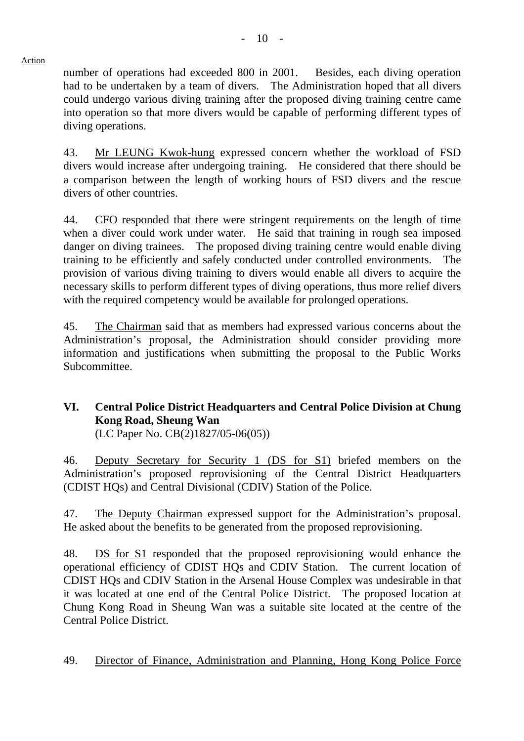Action

number of operations had exceeded 800 in 2001. Besides, each diving operation had to be undertaken by a team of divers. The Administration hoped that all divers could undergo various diving training after the proposed diving training centre came into operation so that more divers would be capable of performing different types of diving operations.

43. Mr LEUNG Kwok-hung expressed concern whether the workload of FSD divers would increase after undergoing training. He considered that there should be a comparison between the length of working hours of FSD divers and the rescue divers of other countries.

44. CFO responded that there were stringent requirements on the length of time when a diver could work under water. He said that training in rough sea imposed danger on diving trainees. The proposed diving training centre would enable diving training to be efficiently and safely conducted under controlled environments. The provision of various diving training to divers would enable all divers to acquire the necessary skills to perform different types of diving operations, thus more relief divers with the required competency would be available for prolonged operations.

45. The Chairman said that as members had expressed various concerns about the Administration's proposal, the Administration should consider providing more information and justifications when submitting the proposal to the Public Works Subcommittee.

## VI. Central Police District Headquarters and Central Police Division at Chung Kong Road, Sheung Wan

(LC Paper No. CB(2)1827/05-06(05))

46. Deputy Secretary for Security 1 (DS for S1) briefed members on the Administration's proposed reprovisioning of the Central District Headquarters (CDIST HQs) and Central Divisional (CDIV) Station of the Police.

47. The Deputy Chairman expressed support for the Administration's proposal. He asked about the benefits to be generated from the proposed reprovisioning.

48. DS for S1 responded that the proposed reprovisioning would enhance the operational efficiency of CDIST HQs and CDIV Station. The current location of CDIST HQs and CDIV Station in the Arsenal House Complex was undesirable in that it was located at one end of the Central Police District. The proposed location at Chung Kong Road in Sheung Wan was a suitable site located at the centre of the Central Police District.

49. Director of Finance, Administration and Planning, Hong Kong Police Force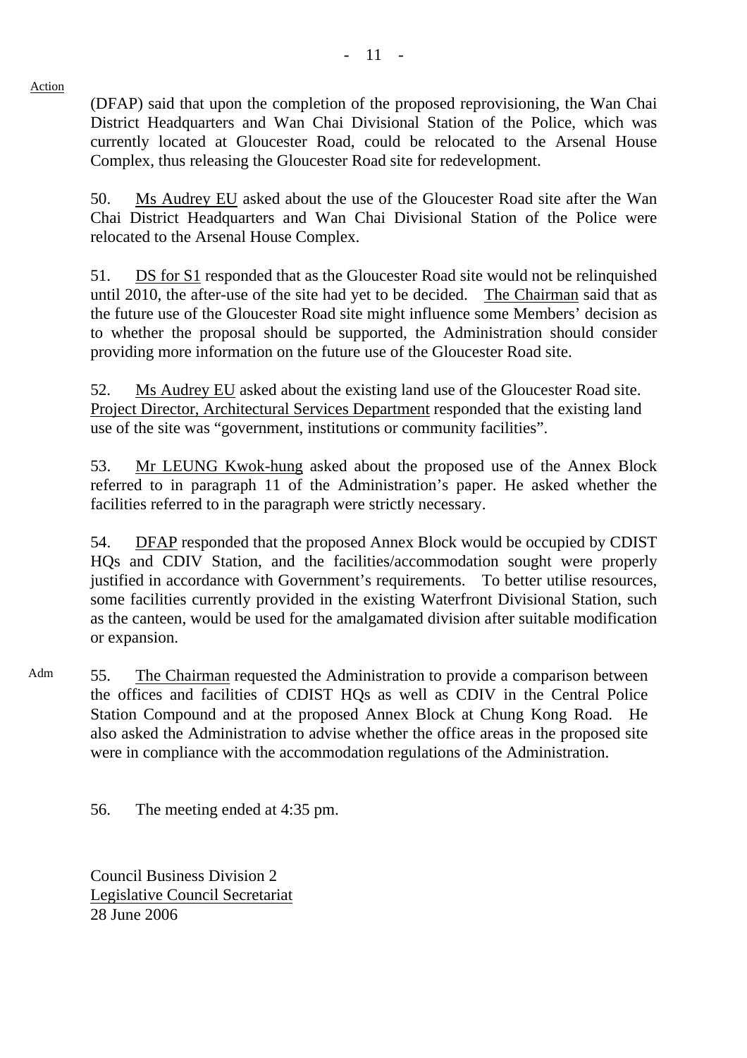Action

(DFAP) said that upon the completion of the proposed reprovisioning, the Wan Chai District Headquarters and Wan Chai Divisional Station of the Police, which was currently located at Gloucester Road, could be relocated to the Arsenal House Complex, thus releasing the Gloucester Road site for redevelopment.

50. Ms Audrey EU asked about the use of the Gloucester Road site after the Wan Chai District Headquarters and Wan Chai Divisional Station of the Police were relocated to the Arsenal House Complex.

51. DS for S1 responded that as the Gloucester Road site would not be relinquished until 2010, the after-use of the site had yet to be decided. The Chairman said that as the future use of the Gloucester Road site might influence some Members' decision as to whether the proposal should be supported, the Administration should consider providing more information on the future use of the Gloucester Road site.

52. Ms Audrey EU asked about the existing land use of the Gloucester Road site. Project Director, Architectural Services Department responded that the existing land use of the site was "government, institutions or community facilities".

53. Mr LEUNG Kwok-hung asked about the proposed use of the Annex Block referred to in paragraph 11 of the Administration's paper. He asked whether the facilities referred to in the paragraph were strictly necessary.

54. DFAP responded that the proposed Annex Block would be occupied by CDIST HQs and CDIV Station, and the facilities/accommodation sought were properly justified in accordance with Government's requirements. To better utilise resources, some facilities currently provided in the existing Waterfront Divisional Station, such as the canteen, would be used for the amalgamated division after suitable modification or expansion.

Adm

55. The Chairman requested the Administration to provide a comparison between the offices and facilities of CDIST HQs as well as CDIV in the Central Police Station Compound and at the proposed Annex Block at Chung Kong Road. He also asked the Administration to advise whether the office areas in the proposed site were in compliance with the accommodation regulations of the Administration.

56. The meeting ended at 4:35 pm.

Council Business Division 2
Legislative Council Secretariat
28 June 2006